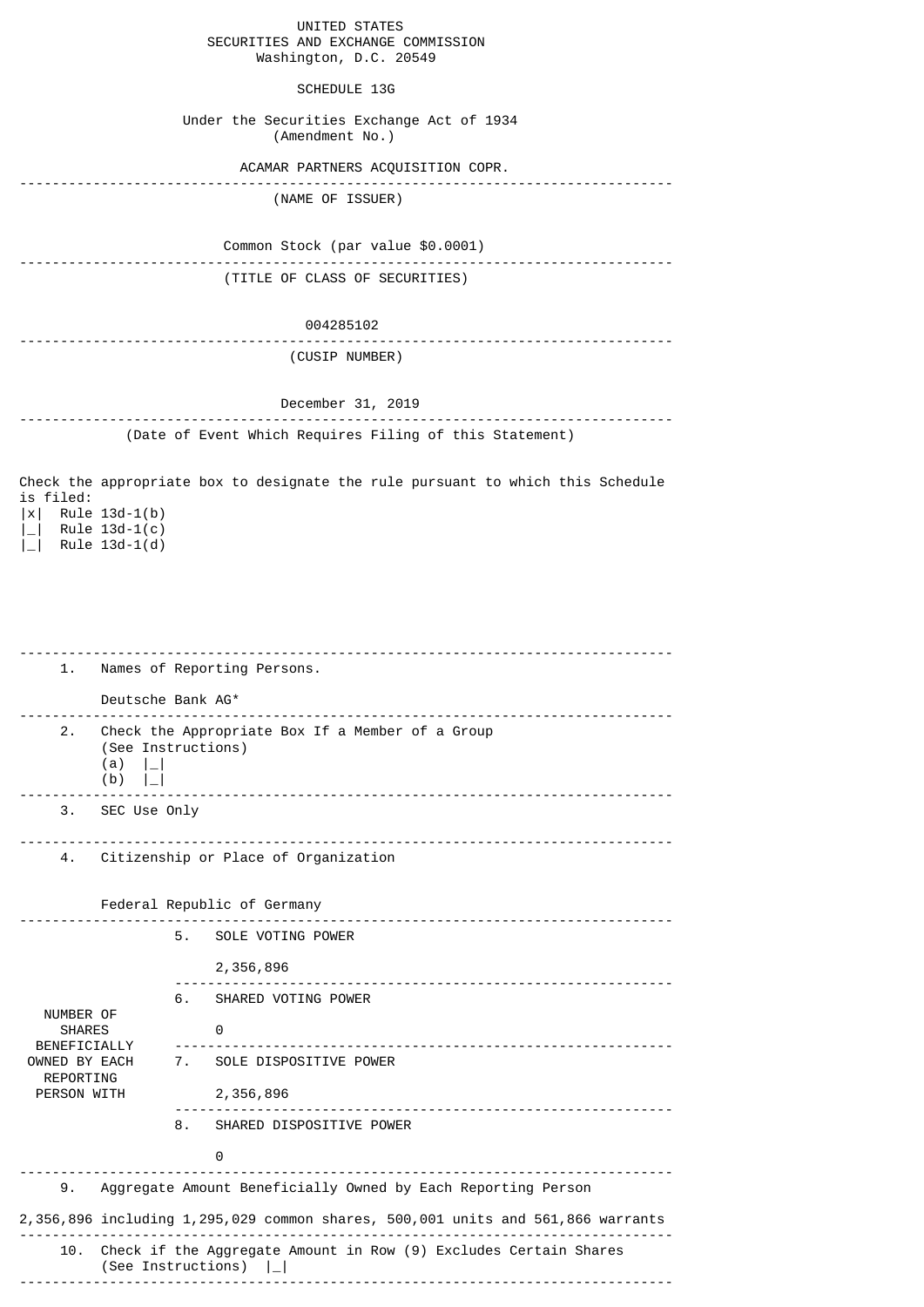UNITED STATES
SECURITIES AND EXCHANGE COMMISSION
Washington, D.C. 20549

# SCHEDULE 13G

Under the Securities Exchange Act of 1934
(Amendment No.)

ACAMAR PARTNERS ACQUISITION COPR.

(NAME OF ISSUER)

Common Stock (par value $0.0001)

(TITLE OF CLASS OF SECURITIES)

004285102

(CUSIP NUMBER)

December 31, 2019

(Date of Event Which Requires Filing of this Statement)

Check the appropriate box to designate the rule pursuant to which this Schedule is filed:

|x| Rule 13d-1(b)
|_| Rule 13d-1(c)
|_| Rule 13d-1(d)

---

1. Names of Reporting Persons.

   Deutsche Bank AG*

2. Check the Appropriate Box If a Member of a Group (See Instructions)
   (a) |_|
   (b) |_|

3. SEC Use Only

4. Citizenship or Place of Organization

   Federal Republic of Germany

| NUMBER OF SHARES BENEFICIALLY OWNED BY EACH REPORTING PERSON WITH | | |
|---|---|---|
| | 5. SOLE VOTING POWER | 2,356,896 |
| | 6. SHARED VOTING POWER | 0 |
| | 7. SOLE DISPOSITIVE POWER | 2,356,896 |
| | 8. SHARED DISPOSITIVE POWER | 0 |

9. Aggregate Amount Beneficially Owned by Each Reporting Person

   2,356,896 including 1,295,029 common shares, 500,001 units and 561,866 warrants

10. Check if the Aggregate Amount in Row (9) Excludes Certain Shares (See Instructions) |_|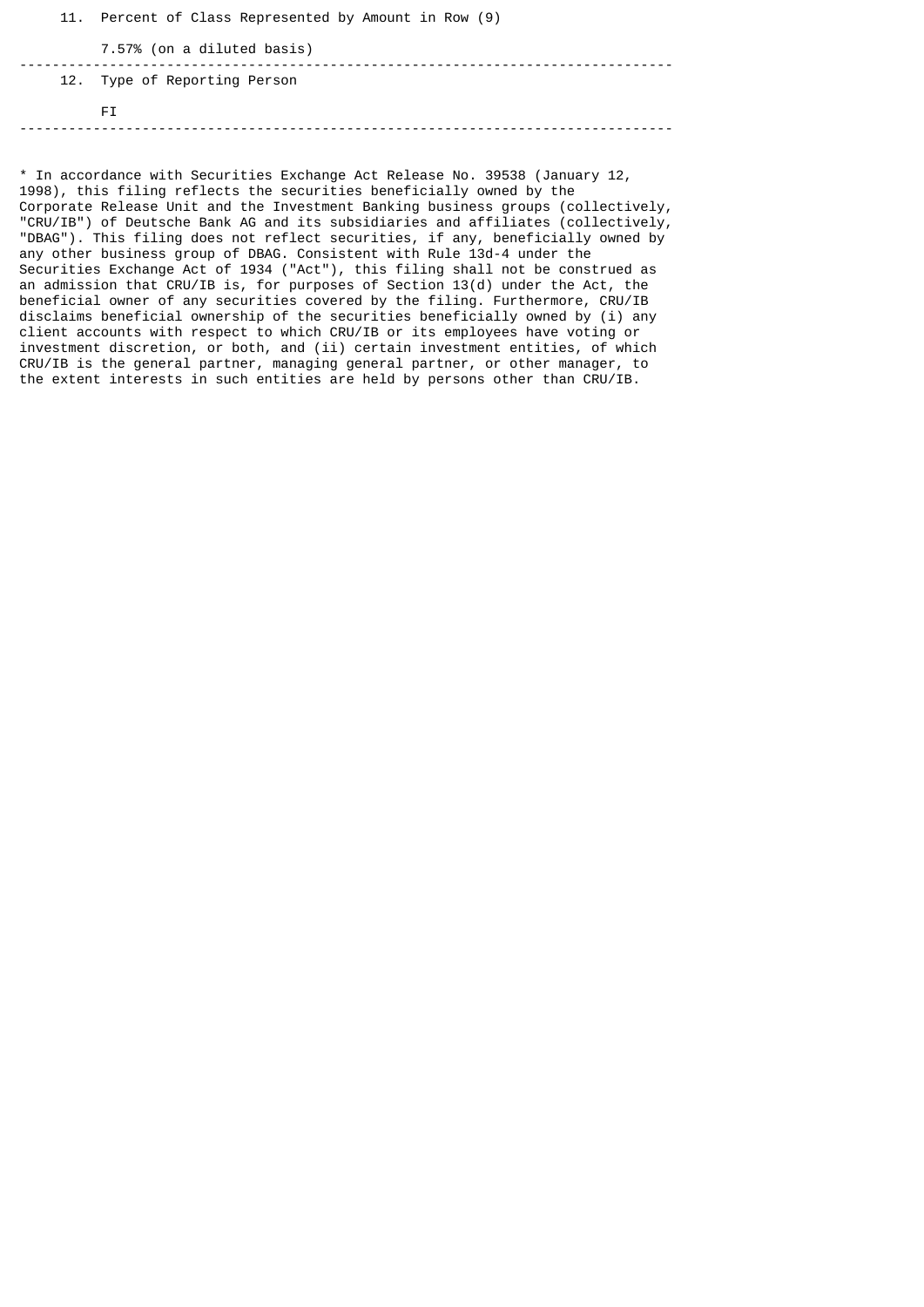11. Percent of Class Represented by Amount in Row (9)

7.57% (on a diluted basis)

---

12. Type of Reporting Person

FI

---

* In accordance with Securities Exchange Act Release No. 39538 (January 12, 1998), this filing reflects the securities beneficially owned by the Corporate Release Unit and the Investment Banking business groups (collectively, "CRU/IB") of Deutsche Bank AG and its subsidiaries and affiliates (collectively, "DBAG"). This filing does not reflect securities, if any, beneficially owned by any other business group of DBAG. Consistent with Rule 13d-4 under the Securities Exchange Act of 1934 ("Act"), this filing shall not be construed as an admission that CRU/IB is, for purposes of Section 13(d) under the Act, the beneficial owner of any securities covered by the filing. Furthermore, CRU/IB disclaims beneficial ownership of the securities beneficially owned by (i) any client accounts with respect to which CRU/IB or its employees have voting or investment discretion, or both, and (ii) certain investment entities, of which CRU/IB is the general partner, managing general partner, or other manager, to the extent interests in such entities are held by persons other than CRU/IB.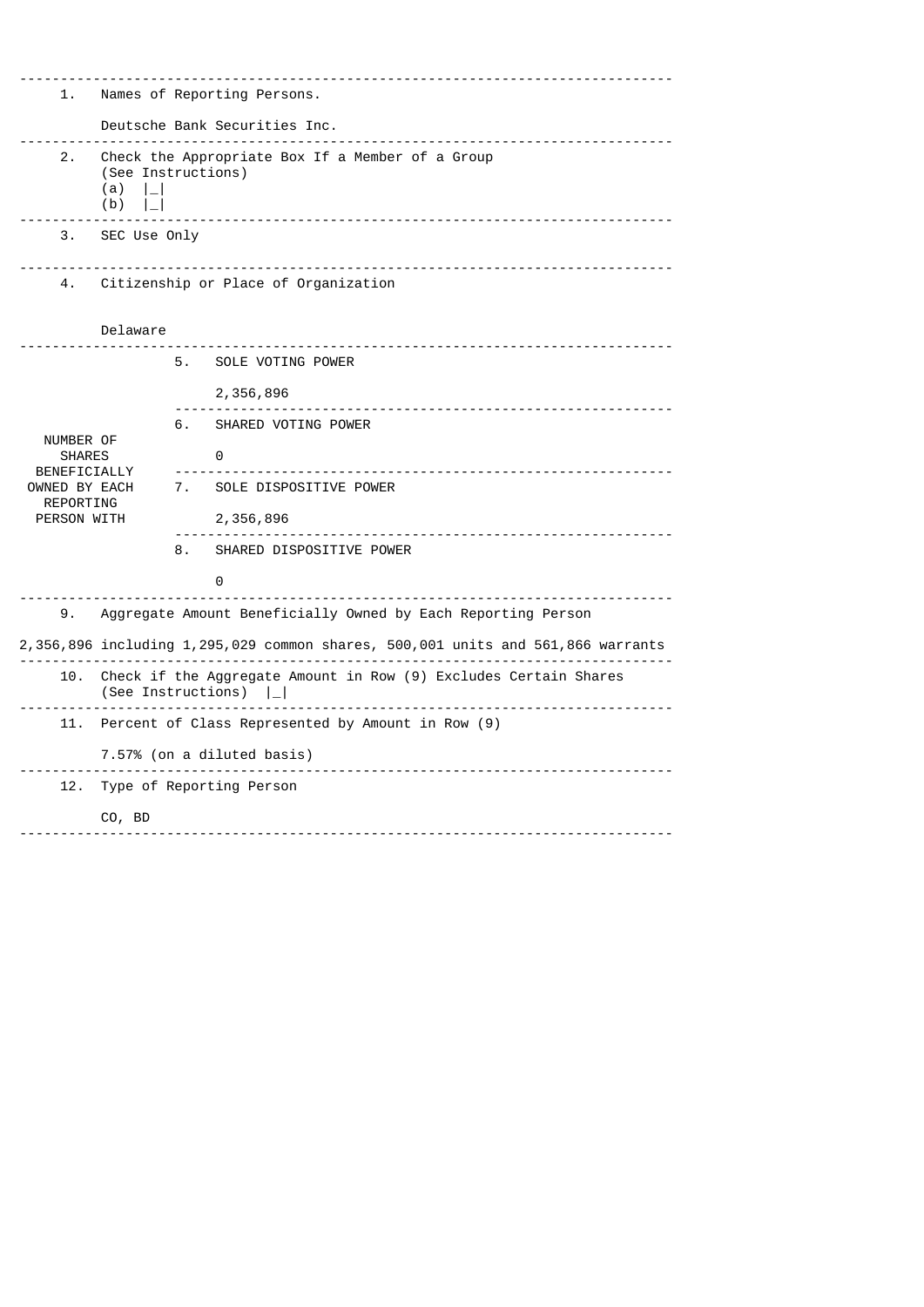1. Names of Reporting Persons.

   Deutsche Bank Securities Inc.

2. Check the Appropriate Box If a Member of a Group (See Instructions)
   (a) |_|
   (b) |_|

3. SEC Use Only

4. Citizenship or Place of Organization

   Delaware

| NUMBER OF SHARES BENEFICIALLY OWNED BY EACH REPORTING PERSON WITH | | |
|---|---|---|
| | 5. SOLE VOTING POWER | 2,356,896 |
| | 6. SHARED VOTING POWER | 0 |
| | 7. SOLE DISPOSITIVE POWER | 2,356,896 |
| | 8. SHARED DISPOSITIVE POWER | 0 |

9. Aggregate Amount Beneficially Owned by Each Reporting Person

   2,356,896 including 1,295,029 common shares, 500,001 units and 561,866 warrants

10. Check if the Aggregate Amount in Row (9) Excludes Certain Shares (See Instructions) |_|

11. Percent of Class Represented by Amount in Row (9)

    7.57% (on a diluted basis)

12. Type of Reporting Person

    CO, BD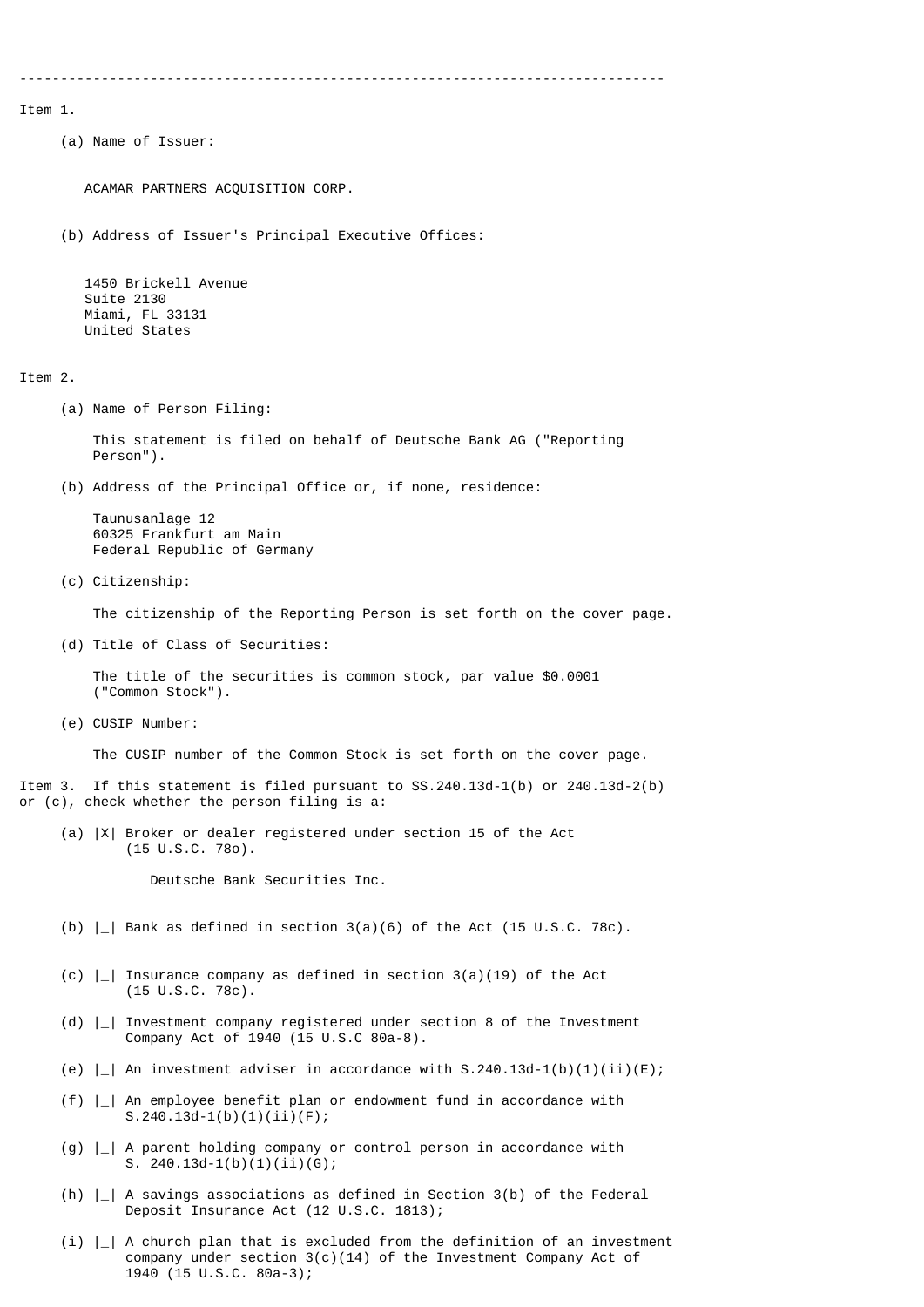---

Item 1.

(a) Name of Issuer:

ACAMAR PARTNERS ACQUISITION CORP.

(b) Address of Issuer's Principal Executive Offices:

1450 Brickell Avenue
Suite 2130
Miami, FL 33131
United States

Item 2.

(a) Name of Person Filing:

This statement is filed on behalf of Deutsche Bank AG ("Reporting Person").

(b) Address of the Principal Office or, if none, residence:

Taunusanlage 12
60325 Frankfurt am Main
Federal Republic of Germany

(c) Citizenship:

The citizenship of the Reporting Person is set forth on the cover page.

(d) Title of Class of Securities:

The title of the securities is common stock, par value $0.0001 ("Common Stock").

(e) CUSIP Number:

The CUSIP number of the Common Stock is set forth on the cover page.

Item 3. If this statement is filed pursuant to SS.240.13d-1(b) or 240.13d-2(b) or (c), check whether the person filing is a:

(a) |X| Broker or dealer registered under section 15 of the Act (15 U.S.C. 78o).

Deutsche Bank Securities Inc.

(b) |_| Bank as defined in section 3(a)(6) of the Act (15 U.S.C. 78c).

(c) |_| Insurance company as defined in section 3(a)(19) of the Act (15 U.S.C. 78c).

(d) |_| Investment company registered under section 8 of the Investment Company Act of 1940 (15 U.S.C 80a-8).

(e) |_| An investment adviser in accordance with S.240.13d-1(b)(1)(ii)(E);

(f) |_| An employee benefit plan or endowment fund in accordance with S.240.13d-1(b)(1)(ii)(F);

(g) |_| A parent holding company or control person in accordance with S. 240.13d-1(b)(1)(ii)(G);

(h) |_| A savings associations as defined in Section 3(b) of the Federal Deposit Insurance Act (12 U.S.C. 1813);

(i) |_| A church plan that is excluded from the definition of an investment company under section 3(c)(14) of the Investment Company Act of 1940 (15 U.S.C. 80a-3);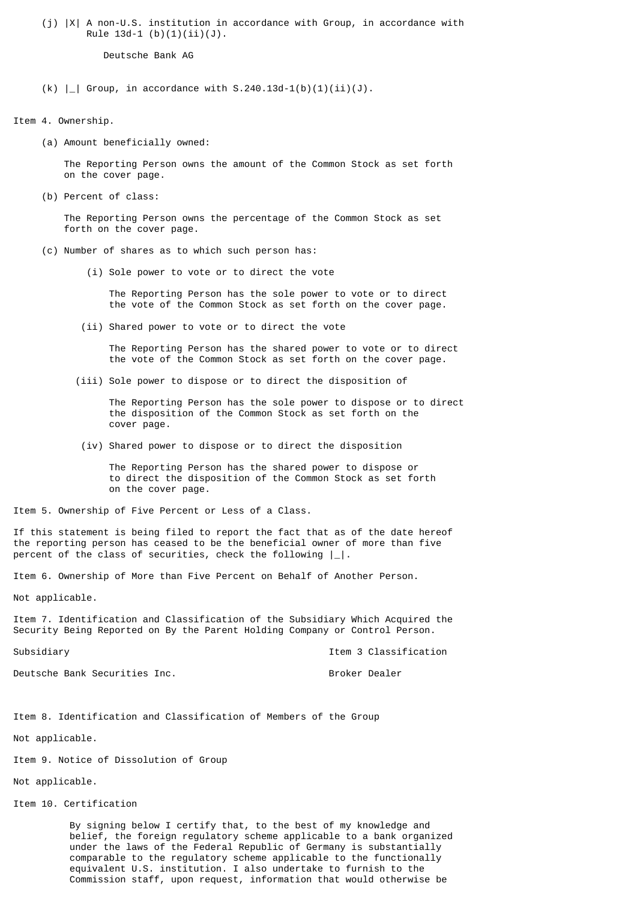(j) |X| A non-U.S. institution in accordance with Group, in accordance with Rule 13d-1 (b)(1)(ii)(J).

Deutsche Bank AG

(k) |_| Group, in accordance with S.240.13d-1(b)(1)(ii)(J).

Item 4. Ownership.

(a) Amount beneficially owned:

The Reporting Person owns the amount of the Common Stock as set forth on the cover page.

(b) Percent of class:

The Reporting Person owns the percentage of the Common Stock as set forth on the cover page.

(c) Number of shares as to which such person has:

(i) Sole power to vote or to direct the vote

The Reporting Person has the sole power to vote or to direct the vote of the Common Stock as set forth on the cover page.

(ii) Shared power to vote or to direct the vote

The Reporting Person has the shared power to vote or to direct the vote of the Common Stock as set forth on the cover page.

(iii) Sole power to dispose or to direct the disposition of

The Reporting Person has the sole power to dispose or to direct the disposition of the Common Stock as set forth on the cover page.

(iv) Shared power to dispose or to direct the disposition

The Reporting Person has the shared power to dispose or to direct the disposition of the Common Stock as set forth on the cover page.

Item 5. Ownership of Five Percent or Less of a Class.

If this statement is being filed to report the fact that as of the date hereof the reporting person has ceased to be the beneficial owner of more than five percent of the class of securities, check the following |_|.

Item 6. Ownership of More than Five Percent on Behalf of Another Person.

Not applicable.

Item 7. Identification and Classification of the Subsidiary Which Acquired the Security Being Reported on By the Parent Holding Company or Control Person.

| Subsidiary | Item 3 Classification |
|---|---|
| Deutsche Bank Securities Inc. | Broker Dealer |

Item 8. Identification and Classification of Members of the Group

Not applicable.

Item 9. Notice of Dissolution of Group

Not applicable.

Item 10. Certification

By signing below I certify that, to the best of my knowledge and belief, the foreign regulatory scheme applicable to a bank organized under the laws of the Federal Republic of Germany is substantially comparable to the regulatory scheme applicable to the functionally equivalent U.S. institution. I also undertake to furnish to the Commission staff, upon request, information that would otherwise be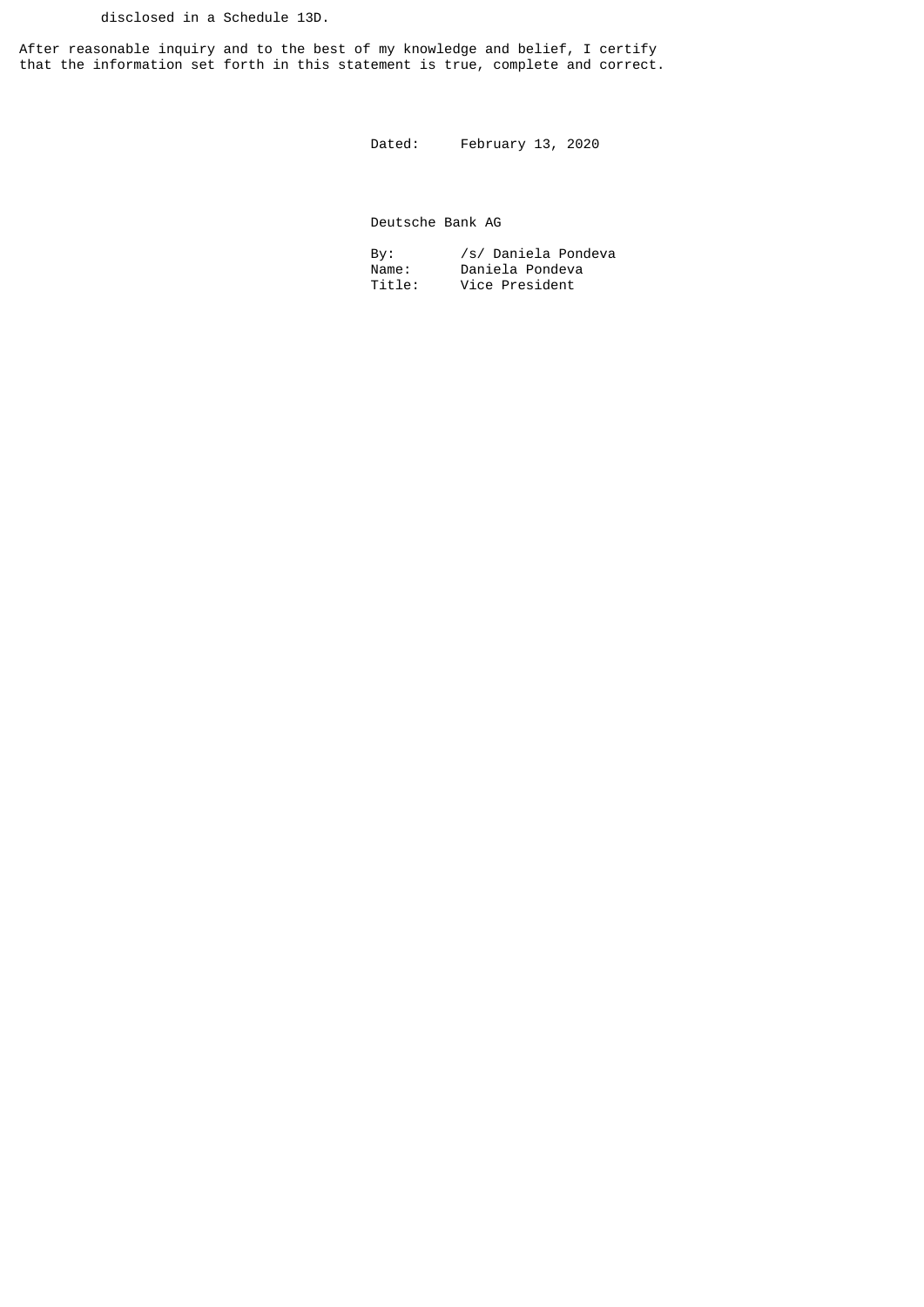disclosed in a Schedule 13D.

After reasonable inquiry and to the best of my knowledge and belief, I certify that the information set forth in this statement is true, complete and correct.

Dated: February 13, 2020

Deutsche Bank AG

By: /s/ Daniela Pondeva
Name: Daniela Pondeva
Title: Vice President